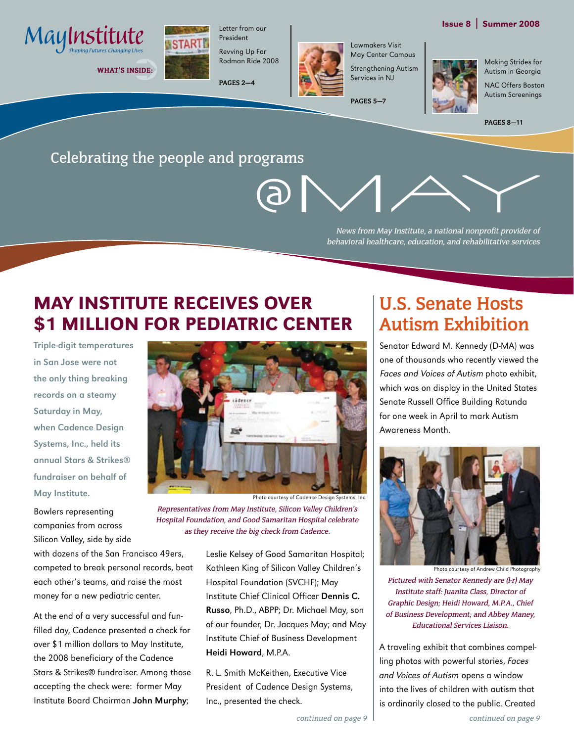May Institute
*Shaping Futures. Changing Lives.*

**Issue 8 | Summer 2008**

**WHAT'S INSIDE:**

Letter from our President

Revving Up For Rodman Ride 2008

**PAGES 2—4**

Lawmakers Visit May Center Campus

Strengthening Autism Services in NJ

**PAGES 5—7**

Making Strides for Autism in Georgia

NAC Offers Boston Autism Screenings

**PAGES 8—11**

Celebrating the people and programs

# @MAY

*News from May Institute, a national nonprofit provider of behavioral healthcare, education, and rehabilitative services*

## MAY INSTITUTE RECEIVES OVER $1 MILLION FOR PEDIATRIC CENTER

**Triple-digit temperatures in San Jose were not the only thing breaking records on a steamy Saturday in May, when Cadence Design Systems, Inc., held its annual Stars & Strikes® fundraiser on behalf of May Institute.**

Photo courtesy of Cadence Design Systems, Inc.

*Representatives from May Institute, Silicon Valley Children's Hospital Foundation, and Good Samaritan Hospital celebrate as they receive the big check from Cadence.*

Bowlers representing companies from across Silicon Valley, side by side with dozens of the San Francisco 49ers, competed to break personal records, beat each other's teams, and raise the most money for a new pediatric center.

At the end of a very successful and fun-filled day, Cadence presented a check for over $1 million dollars to May Institute, the 2008 beneficiary of the Cadence Stars & Strikes® fundraiser. Among those accepting the check were: former May Institute Board Chairman **John Murphy**; Leslie Kelsey of Good Samaritan Hospital; Kathleen King of Silicon Valley Children's Hospital Foundation (SVCHF); May Institute Chief Clinical Officer **Dennis C. Russo**, Ph.D., ABPP; Dr. Michael May, son of our founder, Dr. Jacques May; and May Institute Chief of Business Development **Heidi Howard**, M.P.A.

R. L. Smith McKeithen, Executive Vice President of Cadence Design Systems, Inc., presented the check.

*continued on page 9*

## U.S. Senate Hosts Autism Exhibition

Senator Edward M. Kennedy (D-MA) was one of thousands who recently viewed the *Faces and Voices of Autism* photo exhibit, which was on display in the United States Senate Russell Office Building Rotunda for one week in April to mark Autism Awareness Month.

Photo courtesy of Andrew Child Photography

*Pictured with Senator Kennedy are (l-r) May Institute staff: Juanita Class, Director of Graphic Design; Heidi Howard, M.P.A., Chief of Business Development; and Abbey Maney, Educational Services Liaison.*

A traveling exhibit that combines compelling photos with powerful stories, *Faces and Voices of Autism* opens a window into the lives of children with autism that is ordinarily closed to the public. Created

*continued on page 9*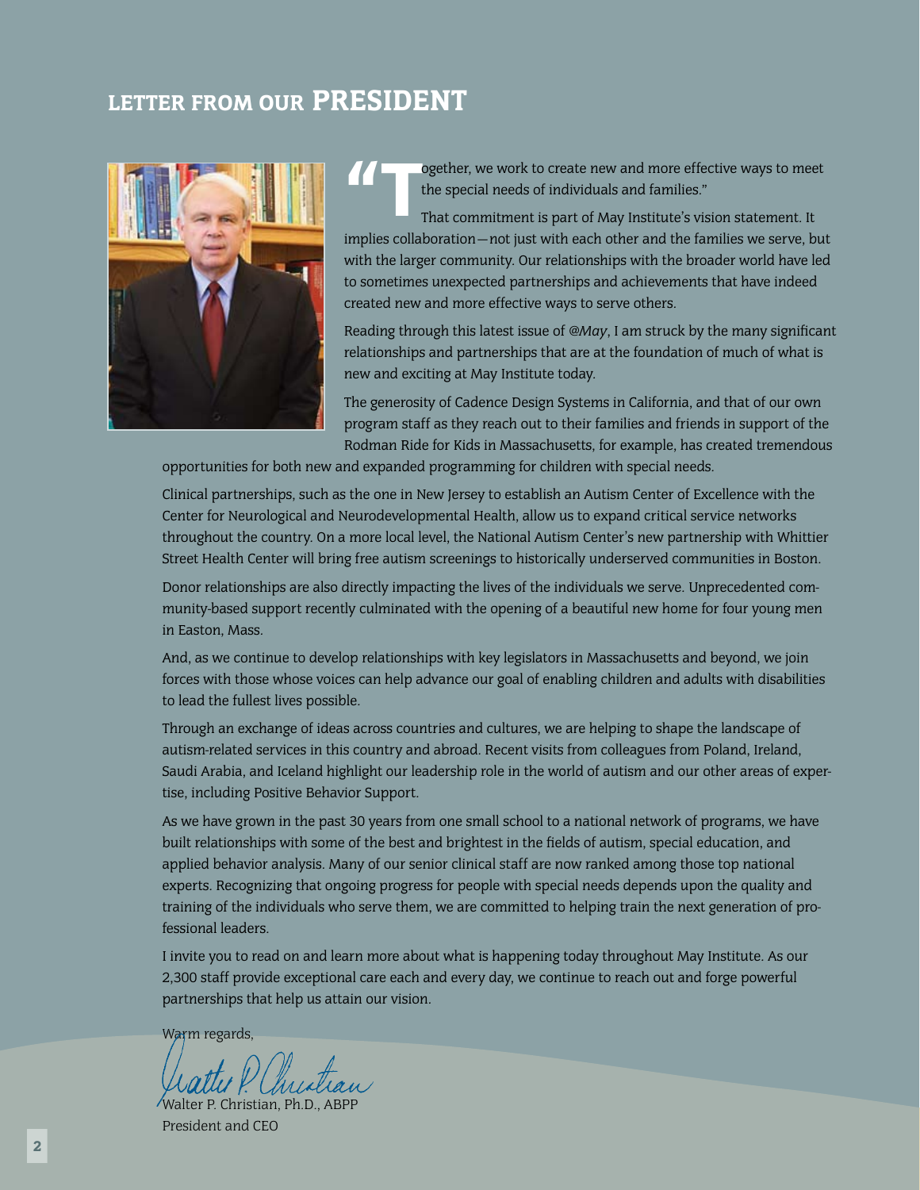## LETTER FROM OUR PRESIDENT

"Together, we work to create new and more effective ways to meet the special needs of individuals and families."

That commitment is part of May Institute's vision statement. It implies collaboration—not just with each other and the families we serve, but with the larger community. Our relationships with the broader world have led to sometimes unexpected partnerships and achievements that have indeed created new and more effective ways to serve others.

Reading through this latest issue of *@May*, I am struck by the many significant relationships and partnerships that are at the foundation of much of what is new and exciting at May Institute today.

The generosity of Cadence Design Systems in California, and that of our own program staff as they reach out to their families and friends in support of the Rodman Ride for Kids in Massachusetts, for example, has created tremendous opportunities for both new and expanded programming for children with special needs.

Clinical partnerships, such as the one in New Jersey to establish an Autism Center of Excellence with the Center for Neurological and Neurodevelopmental Health, allow us to expand critical service networks throughout the country. On a more local level, the National Autism Center's new partnership with Whittier Street Health Center will bring free autism screenings to historically underserved communities in Boston.

Donor relationships are also directly impacting the lives of the individuals we serve. Unprecedented community-based support recently culminated with the opening of a beautiful new home for four young men in Easton, Mass.

And, as we continue to develop relationships with key legislators in Massachusetts and beyond, we join forces with those whose voices can help advance our goal of enabling children and adults with disabilities to lead the fullest lives possible.

Through an exchange of ideas across countries and cultures, we are helping to shape the landscape of autism-related services in this country and abroad. Recent visits from colleagues from Poland, Ireland, Saudi Arabia, and Iceland highlight our leadership role in the world of autism and our other areas of expertise, including Positive Behavior Support.

As we have grown in the past 30 years from one small school to a national network of programs, we have built relationships with some of the best and brightest in the fields of autism, special education, and applied behavior analysis. Many of our senior clinical staff are now ranked among those top national experts. Recognizing that ongoing progress for people with special needs depends upon the quality and training of the individuals who serve them, we are committed to helping train the next generation of professional leaders.

I invite you to read on and learn more about what is happening today throughout May Institute. As our 2,300 staff provide exceptional care each and every day, we continue to reach out and forge powerful partnerships that help us attain our vision.

Warm regards,

Walter P. Christian, Ph.D., ABPP
President and CEO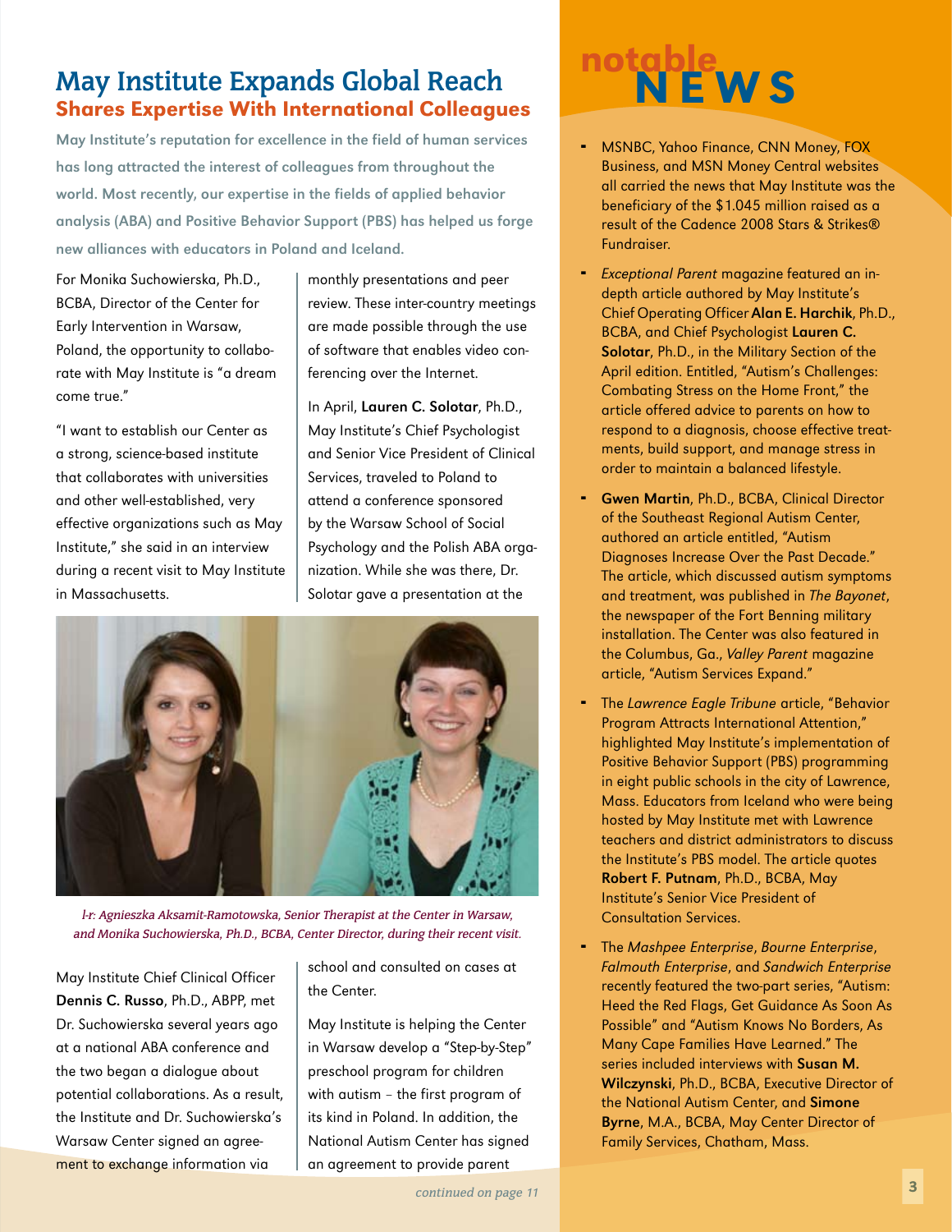## May Institute Expands Global Reach

### Shares Expertise With International Colleagues

**May Institute's reputation for excellence in the field of human services has long attracted the interest of colleagues from throughout the world. Most recently, our expertise in the fields of applied behavior analysis (ABA) and Positive Behavior Support (PBS) has helped us forge new alliances with educators in Poland and Iceland.**

For Monika Suchowierska, Ph.D., BCBA, Director of the Center for Early Intervention in Warsaw, Poland, the opportunity to collaborate with May Institute is "a dream come true."

"I want to establish our Center as a strong, science-based institute that collaborates with universities and other well-established, very effective organizations such as May Institute," she said in an interview during a recent visit to May Institute in Massachusetts.

May Institute Chief Clinical Officer **Dennis C. Russo**, Ph.D., ABPP, met Dr. Suchowierska several years ago at a national ABA conference and the two began a dialogue about potential collaborations. As a result, the Institute and Dr. Suchowierska's Warsaw Center signed an agreement to exchange information via monthly presentations and peer review. These inter-country meetings are made possible through the use of software that enables video conferencing over the Internet.

In April, **Lauren C. Solotar**, Ph.D., May Institute's Chief Psychologist and Senior Vice President of Clinical Services, traveled to Poland to attend a conference sponsored by the Warsaw School of Social Psychology and the Polish ABA organization. While she was there, Dr. Solotar gave a presentation at the school and consulted on cases at the Center.

*l-r: Agnieszka Aksamit-Ramotowska, Senior Therapist at the Center in Warsaw, and Monika Suchowierska, Ph.D., BCBA, Center Director, during their recent visit.*

May Institute is helping the Center in Warsaw develop a "Step-by-Step" preschool program for children with autism – the first program of its kind in Poland. In addition, the National Autism Center has signed an agreement to provide parent

*continued on page 11*

## notable NEWS

- MSNBC, Yahoo Finance, CNN Money, FOX Business, and MSN Money Central websites all carried the news that May Institute was the beneficiary of the $1.045 million raised as a result of the Cadence 2008 Stars & Strikes® Fundraiser.
- *Exceptional Parent* magazine featured an in-depth article authored by May Institute's Chief Operating Officer **Alan E. Harchik**, Ph.D., BCBA, and Chief Psychologist **Lauren C. Solotar**, Ph.D., in the Military Section of the April edition. Entitled, "Autism's Challenges: Combating Stress on the Home Front," the article offered advice to parents on how to respond to a diagnosis, choose effective treatments, build support, and manage stress in order to maintain a balanced lifestyle.
- **Gwen Martin**, Ph.D., BCBA, Clinical Director of the Southeast Regional Autism Center, authored an article entitled, "Autism Diagnoses Increase Over the Past Decade." The article, which discussed autism symptoms and treatment, was published in *The Bayonet*, the newspaper of the Fort Benning military installation. The Center was also featured in the Columbus, Ga., *Valley Parent* magazine article, "Autism Services Expand."
- The *Lawrence Eagle Tribune* article, "Behavior Program Attracts International Attention," highlighted May Institute's implementation of Positive Behavior Support (PBS) programming in eight public schools in the city of Lawrence, Mass. Educators from Iceland who were being hosted by May Institute met with Lawrence teachers and district administrators to discuss the Institute's PBS model. The article quotes **Robert F. Putnam**, Ph.D., BCBA, May Institute's Senior Vice President of Consultation Services.
- The *Mashpee Enterprise*, *Bourne Enterprise*, *Falmouth Enterprise*, and *Sandwich Enterprise* recently featured the two-part series, "Autism: Heed the Red Flags, Get Guidance As Soon As Possible" and "Autism Knows No Borders, As Many Cape Families Have Learned." The series included interviews with **Susan M. Wilczynski**, Ph.D., BCBA, Executive Director of the National Autism Center, and **Simone Byrne**, M.A., BCBA, May Center Director of Family Services, Chatham, Mass.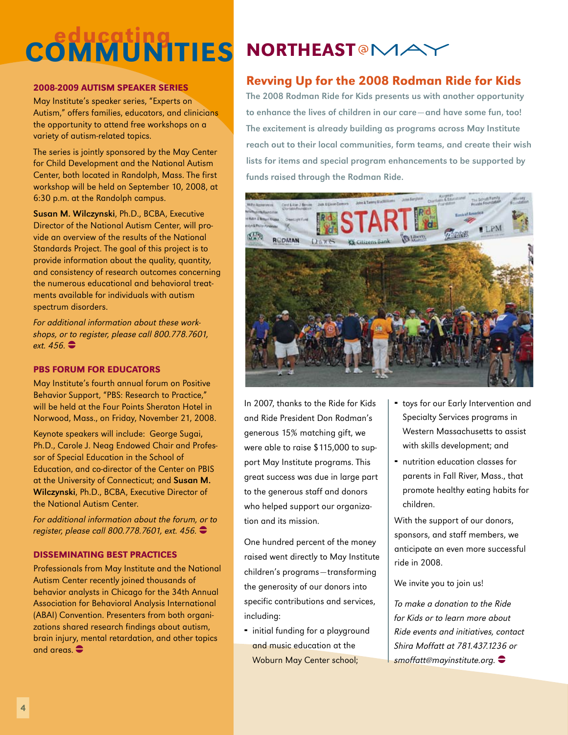# educating COMMUNITIES

### 2008-2009 AUTISM SPEAKER SERIES

May Institute's speaker series, "Experts on Autism," offers families, educators, and clinicians the opportunity to attend free workshops on a variety of autism-related topics.

The series is jointly sponsored by the May Center for Child Development and the National Autism Center, both located in Randolph, Mass. The first workshop will be held on September 10, 2008, at 6:30 p.m. at the Randolph campus.

**Susan M. Wilczynski**, Ph.D., BCBA, Executive Director of the National Autism Center, will provide an overview of the results of the National Standards Project. The goal of this project is to provide information about the quality, quantity, and consistency of research outcomes concerning the numerous educational and behavioral treatments available for individuals with autism spectrum disorders.

*For additional information about these workshops, or to register, please call 800.778.7601, ext. 456.*

### PBS FORUM FOR EDUCATORS

May Institute's fourth annual forum on Positive Behavior Support, "PBS: Research to Practice," will be held at the Four Points Sheraton Hotel in Norwood, Mass., on Friday, November 21, 2008.

Keynote speakers will include: George Sugai, Ph.D., Carole J. Neag Endowed Chair and Professor of Special Education in the School of Education, and co-director of the Center on PBIS at the University of Connecticut; and **Susan M. Wilczynski**, Ph.D., BCBA, Executive Director of the National Autism Center.

*For additional information about the forum, or to register, please call 800.778.7601, ext. 456.*

### DISSEMINATING BEST PRACTICES

Professionals from May Institute and the National Autism Center recently joined thousands of behavior analysts in Chicago for the 34th Annual Association for Behavioral Analysis International (ABAI) Convention. Presenters from both organizations shared research findings about autism, brain injury, mental retardation, and other topics and areas.

# NORTHEAST @ MAY

## Revving Up for the 2008 Rodman Ride for Kids

**The 2008 Rodman Ride for Kids presents us with another opportunity to enhance the lives of children in our care—and have some fun, too! The excitement is already building as programs across May Institute reach out to their local communities, form teams, and create their wish lists for items and special program enhancements to be supported by funds raised through the Rodman Ride.**

In 2007, thanks to the Ride for Kids and Ride President Don Rodman's generous 15% matching gift, we were able to raise $115,000 to support May Institute programs. This great success was due in large part to the generous staff and donors who helped support our organization and its mission.

One hundred percent of the money raised went directly to May Institute children's programs—transforming the generosity of our donors into specific contributions and services, including:

- initial funding for a playground and music education at the Woburn May Center school;
- toys for our Early Intervention and Specialty Services programs in Western Massachusetts to assist with skills development; and
- nutrition education classes for parents in Fall River, Mass., that promote healthy eating habits for children.

With the support of our donors, sponsors, and staff members, we anticipate an even more successful ride in 2008.

We invite you to join us!

*To make a donation to the Ride for Kids or to learn more about Ride events and initiatives, contact Shira Moffatt at 781.437.1236 or smoffatt@mayinstitute.org.*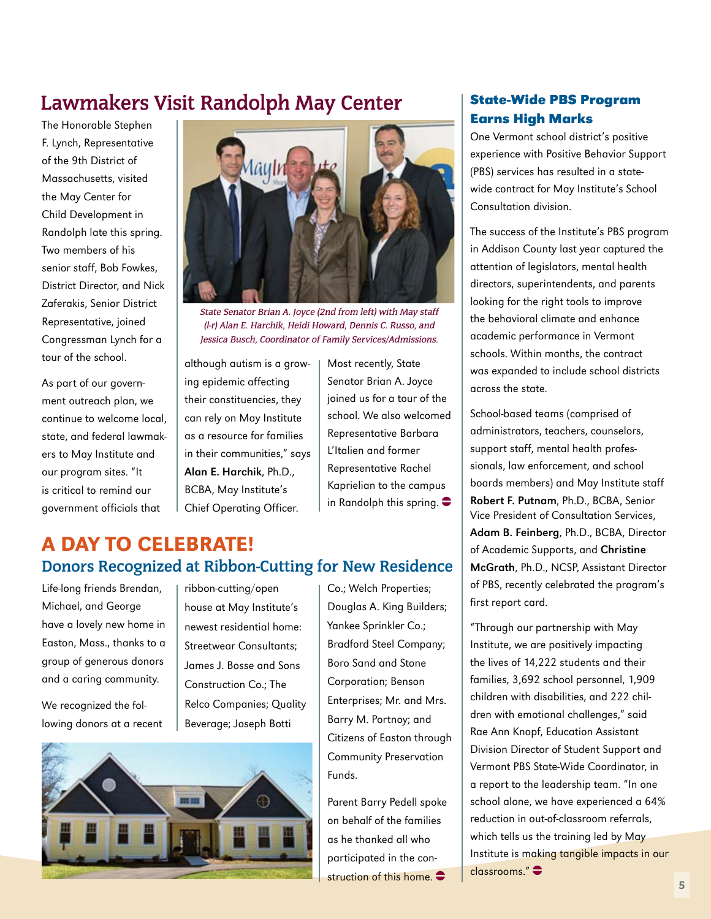## Lawmakers Visit Randolph May Center

The Honorable Stephen F. Lynch, Representative of the 9th District of Massachusetts, visited the May Center for Child Development in Randolph late this spring. Two members of his senior staff, Bob Fowkes, District Director, and Nick Zaferakis, Senior District Representative, joined Congressman Lynch for a tour of the school.

*State Senator Brian A. Joyce (2nd from left) with May staff (l-r) Alan E. Harchik, Heidi Howard, Dennis C. Russo, and Jessica Busch, Coordinator of Family Services/Admissions.*

As part of our government outreach plan, we continue to welcome local, state, and federal lawmakers to May Institute and our program sites. "It is critical to remind our government officials that although autism is a growing epidemic affecting their constituencies, they can rely on May Institute as a resource for families in their communities," says **Alan E. Harchik**, Ph.D., BCBA, May Institute's Chief Operating Officer.

Most recently, State Senator Brian A. Joyce joined us for a tour of the school. We also welcomed Representative Barbara L'Italien and former Representative Rachel Kaprielian to the campus in Randolph this spring.

# A DAY TO CELEBRATE!

## Donors Recognized at Ribbon-Cutting for New Residence

Life-long friends Brendan, Michael, and George have a lovely new home in Easton, Mass., thanks to a group of generous donors and a caring community.

We recognized the following donors at a recent ribbon-cutting/open house at May Institute's newest residential home: Streetwear Consultants; James J. Bosse and Sons Construction Co.; The Relco Companies; Quality Beverage; Joseph Botti Co.; Welch Properties; Douglas A. King Builders; Yankee Sprinkler Co.; Bradford Steel Company; Boro Sand and Stone Corporation; Benson Enterprises; Mr. and Mrs. Barry M. Portnoy; and Citizens of Easton through Community Preservation Funds.

Parent Barry Pedell spoke on behalf of the families as he thanked all who participated in the construction of this home.

## State-Wide PBS Program Earns High Marks

One Vermont school district's positive experience with Positive Behavior Support (PBS) services has resulted in a state-wide contract for May Institute's School Consultation division.

The success of the Institute's PBS program in Addison County last year captured the attention of legislators, mental health directors, superintendents, and parents looking for the right tools to improve the behavioral climate and enhance academic performance in Vermont schools. Within months, the contract was expanded to include school districts across the state.

School-based teams (comprised of administrators, teachers, counselors, support staff, mental health professionals, law enforcement, and school boards members) and May Institute staff **Robert F. Putnam**, Ph.D., BCBA, Senior Vice President of Consultation Services, **Adam B. Feinberg**, Ph.D., BCBA, Director of Academic Supports, and **Christine McGrath**, Ph.D., NCSP, Assistant Director of PBS, recently celebrated the program's first report card.

"Through our partnership with May Institute, we are positively impacting the lives of 14,222 students and their families, 3,692 school personnel, 1,909 children with disabilities, and 222 children with emotional challenges," said Rae Ann Knopf, Education Assistant Division Director of Student Support and Vermont PBS State-Wide Coordinator, in a report to the leadership team. "In one school alone, we have experienced a 64% reduction in out-of-classroom referrals, which tells us the training led by May Institute is making tangible impacts in our classrooms."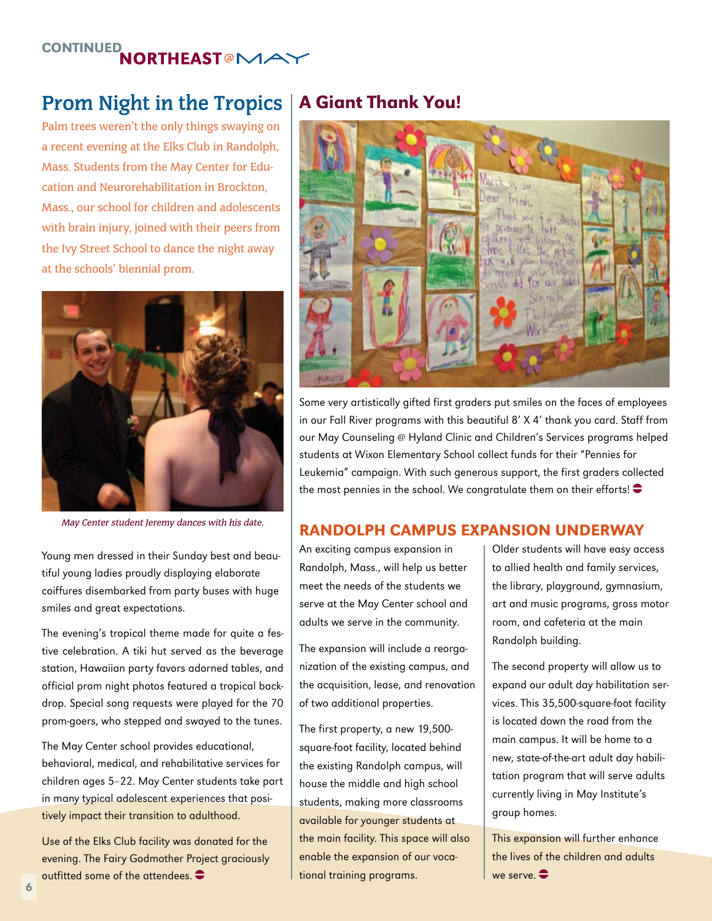# Prom Night in the Tropics

Palm trees weren't the only things swaying on a recent evening at the Elks Club in Randolph, Mass. Students from the May Center for Education and Neurorehabilitation in Brockton, Mass., our school for children and adolescents with brain injury, joined with their peers from the Ivy Street School to dance the night away at the schools' biennial prom.

*May Center student Jeremy dances with his date.*

Young men dressed in their Sunday best and beautiful young ladies proudly displaying elaborate coiffures disembarked from party buses with huge smiles and great expectations.

The evening's tropical theme made for quite a festive celebration. A tiki hut served as the beverage station, Hawaiian party favors adorned tables, and official prom night photos featured a tropical backdrop. Special song requests were played for the 70 prom-goers, who stepped and swayed to the tunes.

The May Center school provides educational, behavioral, medical, and rehabilitative services for children ages 5–22. May Center students take part in many typical adolescent experiences that positively impact their transition to adulthood.

Use of the Elks Club facility was donated for the evening. The Fairy Godmother Project graciously outfitted some of the attendees.

# A Giant Thank You!

Some very artistically gifted first graders put smiles on the faces of employees in our Fall River programs with this beautiful 8' X 4' thank you card. Staff from our May Counseling @ Hyland Clinic and Children's Services programs helped students at Wixon Elementary School collect funds for their "Pennies for Leukemia" campaign. With such generous support, the first graders collected the most pennies in the school. We congratulate them on their efforts!

## RANDOLPH CAMPUS EXPANSION UNDERWAY

An exciting campus expansion in Randolph, Mass., will help us better meet the needs of the students we serve at the May Center school and adults we serve in the community.

The expansion will include a reorganization of the existing campus, and the acquisition, lease, and renovation of two additional properties.

The first property, a new 19,500-square-foot facility, located behind the existing Randolph campus, will house the middle and high school students, making more classrooms available for younger students at the main facility. This space will also enable the expansion of our vocational training programs.

Older students will have easy access to allied health and family services, the library, playground, gymnasium, art and music programs, gross motor room, and cafeteria at the main Randolph building.

The second property will allow us to expand our adult day habilitation services. This 35,500-square-foot facility is located down the road from the main campus. It will be home to a new, state-of-the-art adult day habilitation program that will serve adults currently living in May Institute's group homes.

This expansion will further enhance the lives of the children and adults we serve.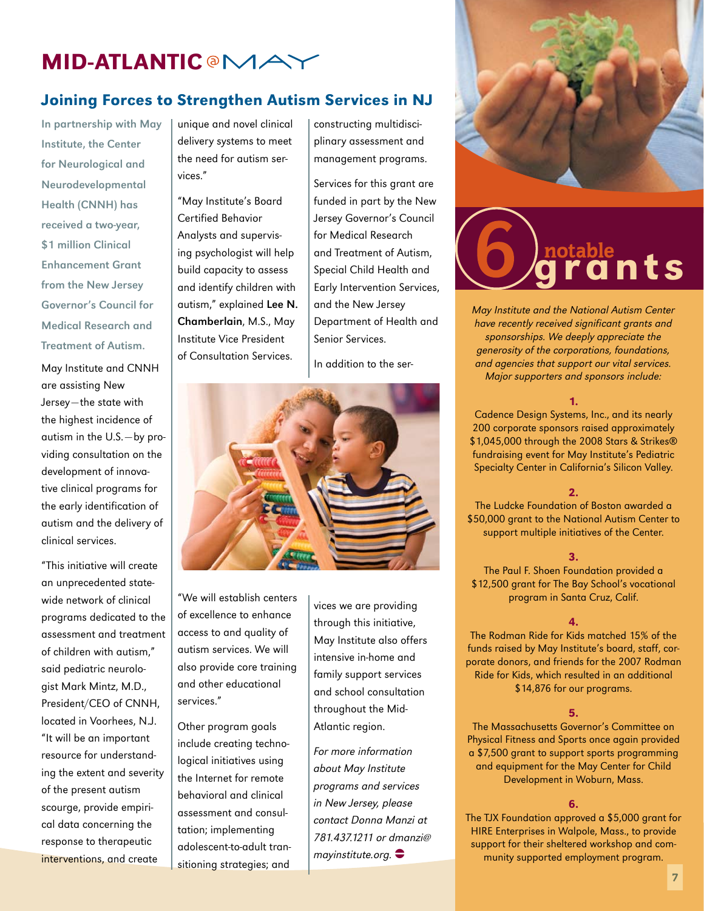# MID-ATLANTIC @ MAY

## Joining Forces to Strengthen Autism Services in NJ

**In partnership with May Institute, the Center for Neurological and Neurodevelopmental Health (CNNH) has received a two-year, $1 million Clinical Enhancement Grant from the New Jersey Governor's Council for Medical Research and Treatment of Autism.**

May Institute and CNNH are assisting New Jersey—the state with the highest incidence of autism in the U.S.—by providing consultation on the development of innovative clinical programs for the early identification of autism and the delivery of clinical services.

"This initiative will create an unprecedented statewide network of clinical programs dedicated to the assessment and treatment of children with autism," said pediatric neurologist Mark Mintz, M.D., President/CEO of CNNH, located in Voorhees, N.J. "It will be an important resource for understanding the extent and severity of the present autism scourge, provide empirical data concerning the response to therapeutic interventions, and create unique and novel clinical delivery systems to meet the need for autism services."

"May Institute's Board Certified Behavior Analysts and supervising psychologist will help build capacity to assess and identify children with autism," explained **Lee N. Chamberlain**, M.S., May Institute Vice President of Consultation Services. "We will establish centers of excellence to enhance access to and quality of autism services. We will also provide core training and other educational services."

Other program goals include creating technological initiatives using the Internet for remote behavioral and clinical assessment and consultation; implementing adolescent-to-adult transitioning strategies; and constructing multidisciplinary assessment and management programs.

Services for this grant are funded in part by the New Jersey Governor's Council for Medical Research and Treatment of Autism, Special Child Health and Early Intervention Services, and the New Jersey Department of Health and Senior Services.

In addition to the services we are providing through this initiative, May Institute also offers intensive in-home and family support services and school consultation throughout the Mid-Atlantic region.

*For more information about May Institute programs and services in New Jersey, please contact Donna Manzi at 781.437.1211 or dmanzi@mayinstitute.org.*

## 6 notable grants

*May Institute and the National Autism Center have recently received significant grants and sponsorships. We deeply appreciate the generosity of the corporations, foundations, and agencies that support our vital services. Major supporters and sponsors include:*

**1.**
Cadence Design Systems, Inc., and its nearly 200 corporate sponsors raised approximately $1,045,000 through the 2008 Stars & Strikes® fundraising event for May Institute's Pediatric Specialty Center in California's Silicon Valley.

**2.**
The Ludcke Foundation of Boston awarded a $50,000 grant to the National Autism Center to support multiple initiatives of the Center.

**3.**
The Paul F. Shoen Foundation provided a $12,500 grant for The Bay School's vocational program in Santa Cruz, Calif.

**4.**
The Rodman Ride for Kids matched 15% of the funds raised by May Institute's board, staff, corporate donors, and friends for the 2007 Rodman Ride for Kids, which resulted in an additional $14,876 for our programs.

**5.**
The Massachusetts Governor's Committee on Physical Fitness and Sports once again provided a $7,500 grant to support sports programming and equipment for the May Center for Child Development in Woburn, Mass.

**6.**
The TJX Foundation approved a $5,000 grant for HIRE Enterprises in Walpole, Mass., to provide support for their sheltered workshop and community supported employment program.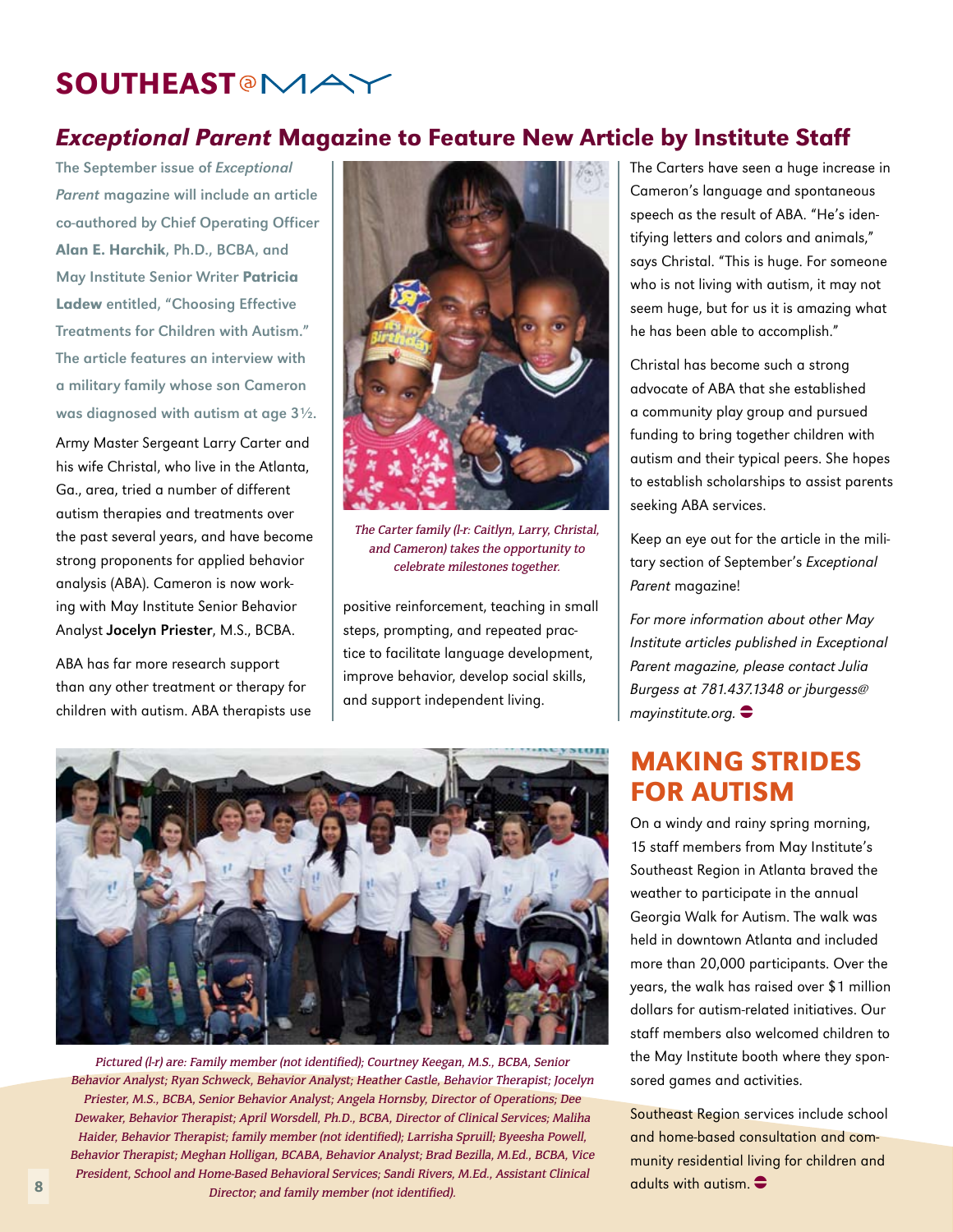# SOUTHEAST@MAY

## *Exceptional Parent* Magazine to Feature New Article by Institute Staff

The September issue of *Exceptional Parent* magazine will include an article co-authored by Chief Operating Officer **Alan E. Harchik**, Ph.D., BCBA, and May Institute Senior Writer **Patricia Ladew** entitled, "Choosing Effective Treatments for Children with Autism." The article features an interview with a military family whose son Cameron was diagnosed with autism at age 3½.

Army Master Sergeant Larry Carter and his wife Christal, who live in the Atlanta, Ga., area, tried a number of different autism therapies and treatments over the past several years, and have become strong proponents for applied behavior analysis (ABA). Cameron is now working with May Institute Senior Behavior Analyst **Jocelyn Priester**, M.S., BCBA.

ABA has far more research support than any other treatment or therapy for children with autism. ABA therapists use positive reinforcement, teaching in small steps, prompting, and repeated practice to facilitate language development, improve behavior, develop social skills, and support independent living.

*The Carter family (l-r: Caitlyn, Larry, Christal, and Cameron) takes the opportunity to celebrate milestones together.*

The Carters have seen a huge increase in Cameron's language and spontaneous speech as the result of ABA. "He's identifying letters and colors and animals," says Christal. "This is huge. For someone who is not living with autism, it may not seem huge, but for us it is amazing what he has been able to accomplish."

Christal has become such a strong advocate of ABA that she established a community play group and pursued funding to bring together children with autism and their typical peers. She hopes to establish scholarships to assist parents seeking ABA services.

Keep an eye out for the article in the military section of September's *Exceptional Parent* magazine!

*For more information about other May Institute articles published in Exceptional Parent magazine, please contact Julia Burgess at 781.437.1348 or jburgess@mayinstitute.org.*

*Pictured (l-r) are: Family member (not identified); Courtney Keegan, M.S., BCBA, Senior Behavior Analyst; Ryan Schweck, Behavior Analyst; Heather Castle, Behavior Therapist; Jocelyn Priester, M.S., BCBA, Senior Behavior Analyst; Angela Hornsby, Director of Operations; Dee Dewaker, Behavior Therapist; April Worsdell, Ph.D., BCBA, Director of Clinical Services; Maliha Haider, Behavior Therapist; family member (not identified); Larrisha Spruill; Byeesha Powell, Behavior Therapist; Meghan Holligan, BCABA, Behavior Analyst; Brad Bezilla, M.Ed., BCBA, Vice President, School and Home-Based Behavioral Services; Sandi Rivers, M.Ed., Assistant Clinical Director; and family member (not identified).*

## MAKING STRIDES FOR AUTISM

On a windy and rainy spring morning, 15 staff members from May Institute's Southeast Region in Atlanta braved the weather to participate in the annual Georgia Walk for Autism. The walk was held in downtown Atlanta and included more than 20,000 participants. Over the years, the walk has raised over $1 million dollars for autism-related initiatives. Our staff members also welcomed children to the May Institute booth where they sponsored games and activities.

Southeast Region services include school and home-based consultation and community residential living for children and adults with autism.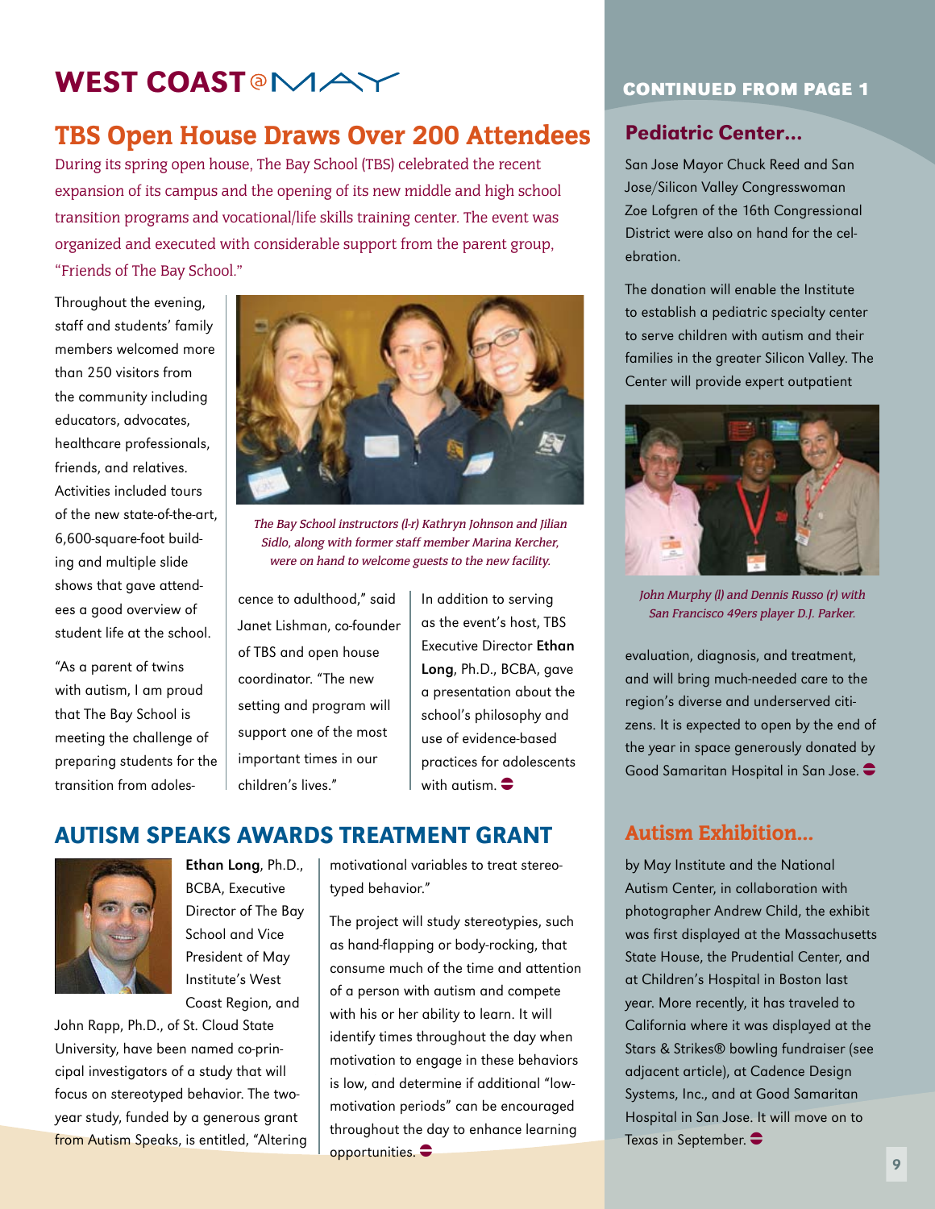# WEST COAST @MAY

## TBS Open House Draws Over 200 Attendees

During its spring open house, The Bay School (TBS) celebrated the recent expansion of its campus and the opening of its new middle and high school transition programs and vocational/life skills training center. The event was organized and executed with considerable support from the parent group, "Friends of The Bay School."

Throughout the evening, staff and students' family members welcomed more than 250 visitors from the community including educators, advocates, healthcare professionals, friends, and relatives. Activities included tours of the new state-of-the-art, 6,600-square-foot building and multiple slide shows that gave attendees a good overview of student life at the school.

"As a parent of twins with autism, I am proud that The Bay School is meeting the challenge of preparing students for the transition from adolescence to adulthood," said Janet Lishman, co-founder of TBS and open house coordinator. "The new setting and program will support one of the most important times in our children's lives."

*The Bay School instructors (l-r) Kathryn Johnson and Jilian Sidlo, along with former staff member Marina Kercher, were on hand to welcome guests to the new facility.*

In addition to serving as the event's host, TBS Executive Director **Ethan Long**, Ph.D., BCBA, gave a presentation about the school's philosophy and use of evidence-based practices for adolescents with autism.

## AUTISM SPEAKS AWARDS TREATMENT GRANT

**Ethan Long**, Ph.D., BCBA, Executive Director of The Bay School and Vice President of May Institute's West Coast Region, and John Rapp, Ph.D., of St. Cloud State University, have been named co-principal investigators of a study that will focus on stereotyped behavior. The two-year study, funded by a generous grant from Autism Speaks, is entitled, "Altering motivational variables to treat stereotyped behavior."

The project will study stereotypies, such as hand-flapping or body-rocking, that consume much of the time and attention of a person with autism and compete with his or her ability to learn. It will identify times throughout the day when motivation to engage in these behaviors is low, and determine if additional "low-motivation periods" can be encouraged throughout the day to enhance learning opportunities.

## CONTINUED FROM PAGE 1

### Pediatric Center...

San Jose Mayor Chuck Reed and San Jose/Silicon Valley Congresswoman Zoe Lofgren of the 16th Congressional District were also on hand for the celebration.

The donation will enable the Institute to establish a pediatric specialty center to serve children with autism and their families in the greater Silicon Valley. The Center will provide expert outpatient evaluation, diagnosis, and treatment, and will bring much-needed care to the region's diverse and underserved citizens. It is expected to open by the end of the year in space generously donated by Good Samaritan Hospital in San Jose.

*John Murphy (l) and Dennis Russo (r) with San Francisco 49ers player D.J. Parker.*

### Autism Exhibition...

by May Institute and the National Autism Center, in collaboration with photographer Andrew Child, the exhibit was first displayed at the Massachusetts State House, the Prudential Center, and at Children's Hospital in Boston last year. More recently, it has traveled to California where it was displayed at the Stars & Strikes® bowling fundraiser (see adjacent article), at Cadence Design Systems, Inc., and at Good Samaritan Hospital in San Jose. It will move on to Texas in September.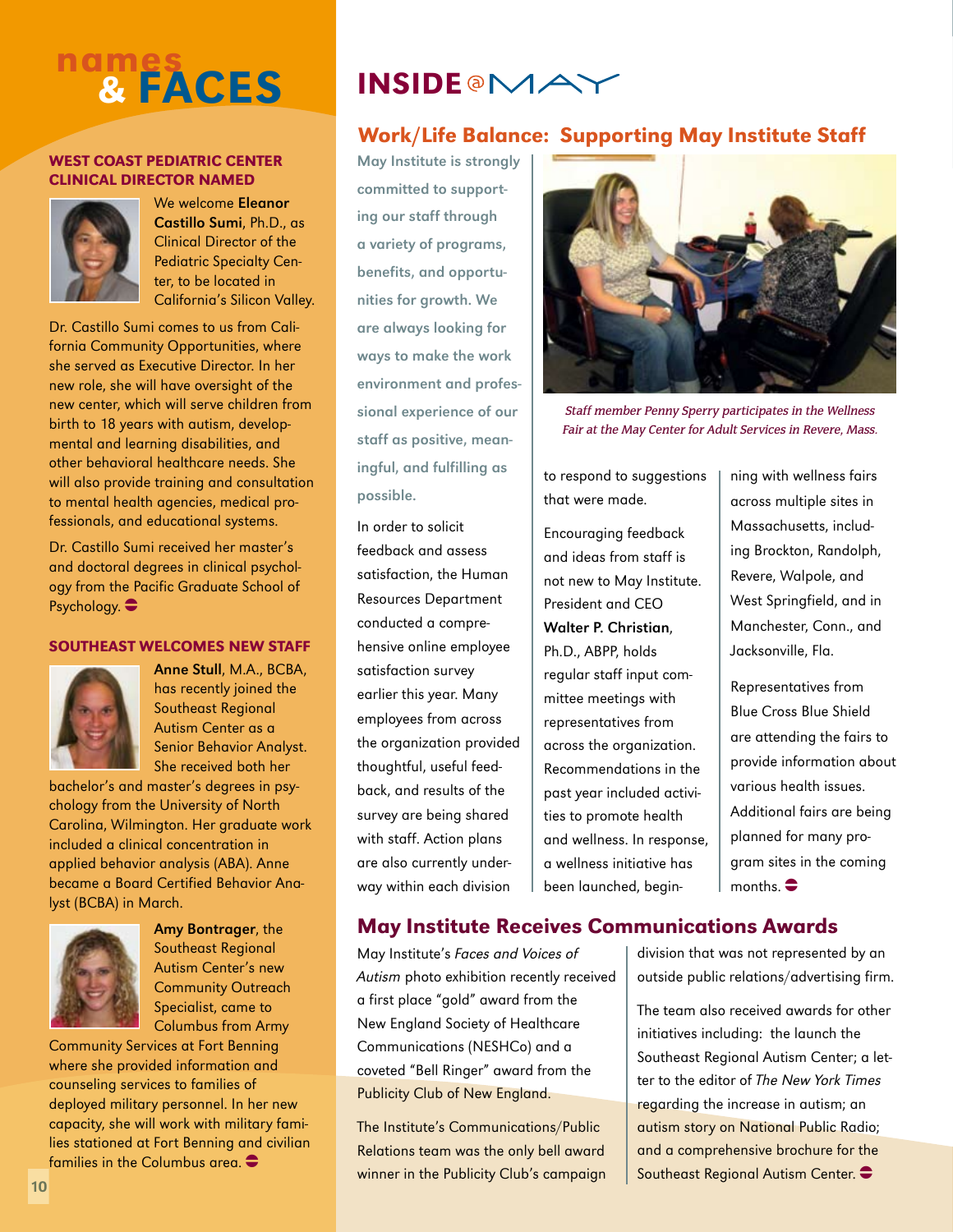# names & FACES

### WEST COAST PEDIATRIC CENTER CLINICAL DIRECTOR NAMED

We welcome **Eleanor Castillo Sumi**, Ph.D., as Clinical Director of the Pediatric Specialty Center, to be located in California's Silicon Valley.

Dr. Castillo Sumi comes to us from California Community Opportunities, where she served as Executive Director. In her new role, she will have oversight of the new center, which will serve children from birth to 18 years with autism, developmental and learning disabilities, and other behavioral healthcare needs. She will also provide training and consultation to mental health agencies, medical professionals, and educational systems.

Dr. Castillo Sumi received her master's and doctoral degrees in clinical psychology from the Pacific Graduate School of Psychology.

### SOUTHEAST WELCOMES NEW STAFF

**Anne Stull**, M.A., BCBA, has recently joined the Southeast Regional Autism Center as a Senior Behavior Analyst. She received both her bachelor's and master's degrees in psychology from the University of North Carolina, Wilmington. Her graduate work included a clinical concentration in applied behavior analysis (ABA). Anne became a Board Certified Behavior Analyst (BCBA) in March.

**Amy Bontrager**, the Southeast Regional Autism Center's new Community Outreach Specialist, came to Columbus from Army Community Services at Fort Benning where she provided information and counseling services to families of deployed military personnel. In her new capacity, she will work with military families stationed at Fort Benning and civilian families in the Columbus area.

# INSIDE @MAY

## Work/Life Balance: Supporting May Institute Staff

May Institute is strongly committed to supporting our staff through a variety of programs, benefits, and opportunities for growth. We are always looking for ways to make the work environment and professional experience of our staff as positive, meaningful, and fulfilling as possible.

In order to solicit feedback and assess satisfaction, the Human Resources Department conducted a comprehensive online employee satisfaction survey earlier this year. Many employees from across the organization provided thoughtful, useful feedback, and results of the survey are being shared with staff. Action plans are also currently underway within each division to respond to suggestions that were made.

*Staff member Penny Sperry participates in the Wellness Fair at the May Center for Adult Services in Revere, Mass.*

Encouraging feedback and ideas from staff is not new to May Institute. President and CEO **Walter P. Christian**, Ph.D., ABPP, holds regular staff input committee meetings with representatives from across the organization. Recommendations in the past year included activities to promote health and wellness. In response, a wellness initiative has been launched, beginning with wellness fairs across multiple sites in Massachusetts, including Brockton, Randolph, Revere, Walpole, and West Springfield, and in Manchester, Conn., and Jacksonville, Fla.

Representatives from Blue Cross Blue Shield are attending the fairs to provide information about various health issues. Additional fairs are being planned for many program sites in the coming months.

## May Institute Receives Communications Awards

May Institute's *Faces and Voices of Autism* photo exhibition recently received a first place "gold" award from the New England Society of Healthcare Communications (NESHCo) and a coveted "Bell Ringer" award from the Publicity Club of New England.

The Institute's Communications/Public Relations team was the only bell award winner in the Publicity Club's campaign division that was not represented by an outside public relations/advertising firm.

The team also received awards for other initiatives including: the launch the Southeast Regional Autism Center; a letter to the editor of *The New York Times* regarding the increase in autism; an autism story on National Public Radio; and a comprehensive brochure for the Southeast Regional Autism Center.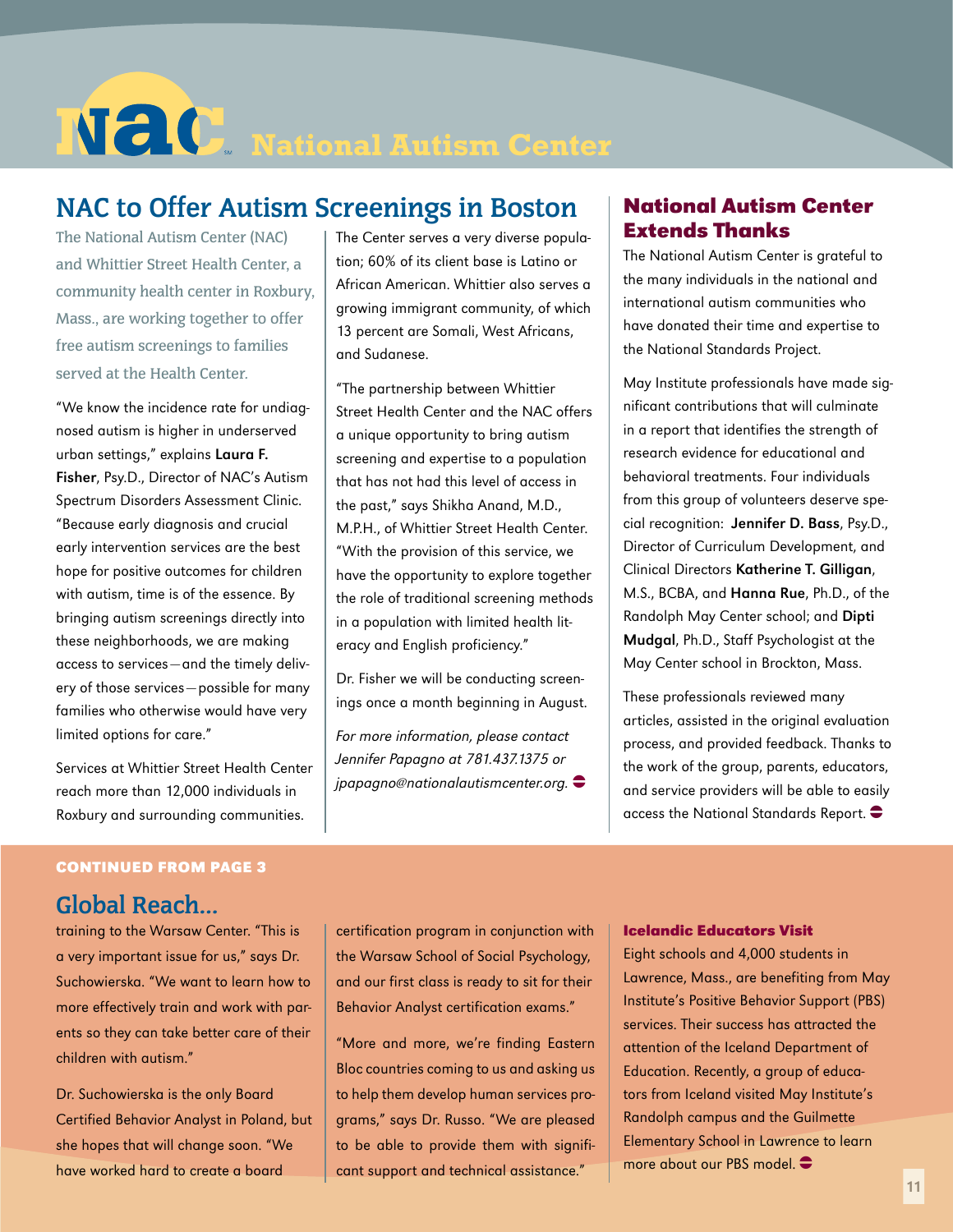# NAC National Autism Center

## NAC to Offer Autism Screenings in Boston

The National Autism Center (NAC) and Whittier Street Health Center, a community health center in Roxbury, Mass., are working together to offer free autism screenings to families served at the Health Center.

"We know the incidence rate for undiagnosed autism is higher in underserved urban settings," explains **Laura F. Fisher**, Psy.D., Director of NAC's Autism Spectrum Disorders Assessment Clinic. "Because early diagnosis and crucial early intervention services are the best hope for positive outcomes for children with autism, time is of the essence. By bringing autism screenings directly into these neighborhoods, we are making access to services—and the timely delivery of those services—possible for many families who otherwise would have very limited options for care."

Services at Whittier Street Health Center reach more than 12,000 individuals in Roxbury and surrounding communities.

The Center serves a very diverse population; 60% of its client base is Latino or African American. Whittier also serves a growing immigrant community, of which 13 percent are Somali, West Africans, and Sudanese.

"The partnership between Whittier Street Health Center and the NAC offers a unique opportunity to bring autism screening and expertise to a population that has not had this level of access in the past," says Shikha Anand, M.D., M.P.H., of Whittier Street Health Center. "With the provision of this service, we have the opportunity to explore together the role of traditional screening methods in a population with limited health literacy and English proficiency."

Dr. Fisher we will be conducting screenings once a month beginning in August.

*For more information, please contact Jennifer Papagno at 781.437.1375 or jpapagno@nationalautismcenter.org.*

## National Autism Center Extends Thanks

The National Autism Center is grateful to the many individuals in the national and international autism communities who have donated their time and expertise to the National Standards Project.

May Institute professionals have made significant contributions that will culminate in a report that identifies the strength of research evidence for educational and behavioral treatments. Four individuals from this group of volunteers deserve special recognition: **Jennifer D. Bass**, Psy.D., Director of Curriculum Development, and Clinical Directors **Katherine T. Gilligan**, M.S., BCBA, and **Hanna Rue**, Ph.D., of the Randolph May Center school; and **Dipti Mudgal**, Ph.D., Staff Psychologist at the May Center school in Brockton, Mass.

These professionals reviewed many articles, assisted in the original evaluation process, and provided feedback. Thanks to the work of the group, parents, educators, and service providers will be able to easily access the National Standards Report.

**CONTINUED FROM PAGE 3**

## Global Reach...

training to the Warsaw Center. "This is a very important issue for us," says Dr. Suchowierska. "We want to learn how to more effectively train and work with parents so they can take better care of their children with autism."

Dr. Suchowierska is the only Board Certified Behavior Analyst in Poland, but she hopes that will change soon. "We have worked hard to create a board certification program in conjunction with the Warsaw School of Social Psychology, and our first class is ready to sit for their Behavior Analyst certification exams."

"More and more, we're finding Eastern Bloc countries coming to us and asking us to help them develop human services programs," says Dr. Russo. "We are pleased to be able to provide them with significant support and technical assistance."

### Icelandic Educators Visit

Eight schools and 4,000 students in Lawrence, Mass., are benefiting from May Institute's Positive Behavior Support (PBS) services. Their success has attracted the attention of the Iceland Department of Education. Recently, a group of educators from Iceland visited May Institute's Randolph campus and the Guilmette Elementary School in Lawrence to learn more about our PBS model.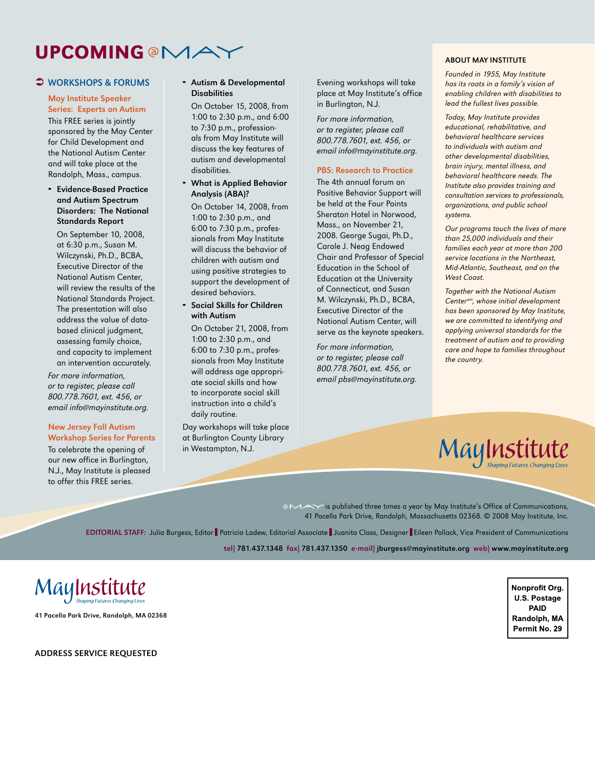# UPCOMING @MAY

## WORKSHOPS & FORUMS

### May Institute Speaker Series: Experts on Autism

This FREE series is jointly sponsored by the May Center for Child Development and the National Autism Center and will take place at the Randolph, Mass., campus.

- **Evidence-Based Practice and Autism Spectrum Disorders: The National Standards Report**

  On September 10, 2008, at 6:30 p.m., Susan M. Wilczynski, Ph.D., BCBA, Executive Director of the National Autism Center, will review the results of the National Standards Project. The presentation will also address the value of data-based clinical judgment, assessing family choice, and capacity to implement an intervention accurately.

*For more information, or to register, please call 800.778.7601, ext. 456, or email info@mayinstitute.org.*

### New Jersey Fall Autism Workshop Series for Parents

To celebrate the opening of our new office in Burlington, N.J., May Institute is pleased to offer this FREE series.

- **Autism & Developmental Disabilities**

  On October 15, 2008, from 1:00 to 2:30 p.m., and 6:00 to 7:30 p.m., professionals from May Institute will discuss the key features of autism and developmental disabilities.

- **What is Applied Behavior Analysis (ABA)?**

  On October 14, 2008, from 1:00 to 2:30 p.m., and 6:00 to 7:30 p.m., professionals from May Institute will discuss the behavior of children with autism and using positive strategies to support the development of desired behaviors.

- **Social Skills for Children with Autism**

  On October 21, 2008, from 1:00 to 2:30 p.m., and 6:00 to 7:30 p.m., professionals from May Institute will address age appropriate social skills and how to incorporate social skill instruction into a child's daily routine.

Day workshops will take place at Burlington County Library in Westampton, N.J.

Evening workshops will take place at May Institute's office in Burlington, N.J.

*For more information, or to register, please call 800.778.7601, ext. 456, or email info@mayinstitute.org.*

### PBS: Research to Practice

The 4th annual forum on Positive Behavior Support will be held at the Four Points Sheraton Hotel in Norwood, Mass., on November 21, 2008. George Sugai, Ph.D., Carole J. Neag Endowed Chair and Professor of Special Education in the School of Education at the University of Connecticut, and Susan M. Wilczynski, Ph.D., BCBA, Executive Director of the National Autism Center, will serve as the keynote speakers.

*For more information, or to register, please call 800.778.7601, ext. 456, or email pbs@mayinstitute.org.*

## ABOUT MAY INSTITUTE

*Founded in 1955, May Institute has its roots in a family's vision of enabling children with disabilities to lead the fullest lives possible.*

*Today, May Institute provides educational, rehabilitative, and behavioral healthcare services to individuals with autism and other developmental disabilities, brain injury, mental illness, and behavioral healthcare needs. The Institute also provides training and consultation services to professionals, organizations, and public school systems.*

*Our programs touch the lives of more than 25,000 individuals and their families each year at more than 200 service locations in the Northeast, Mid-Atlantic, Southeast, and on the West Coast.*

*Together with the National Autism Center℠, whose initial development has been sponsored by May Institute, we are committed to identifying and applying universal standards for the treatment of autism and to providing care and hope to families throughout the country.*

May Institute
Shaping Futures. Changing Lives.

@MAY is published three times a year by May Institute's Office of Communications, 41 Pacella Park Drive, Randolph, Massachusetts 02368. © 2008 May Institute, Inc.

**EDITORIAL STAFF:** Julia Burgess, Editor | Patricia Ladew, Editorial Associate | Juanita Class, Designer | Eileen Pollack, Vice President of Communications

tel] 781.437.1348 fax] 781.437.1350 e-mail] jburgess@mayinstitute.org web] www.mayinstitute.org

May Institute
Shaping Futures. Changing Lives.

41 Pacella Park Drive, Randolph, MA 02368

Nonprofit Org.
U.S. Postage
PAID
Randolph, MA
Permit No. 29

ADDRESS SERVICE REQUESTED